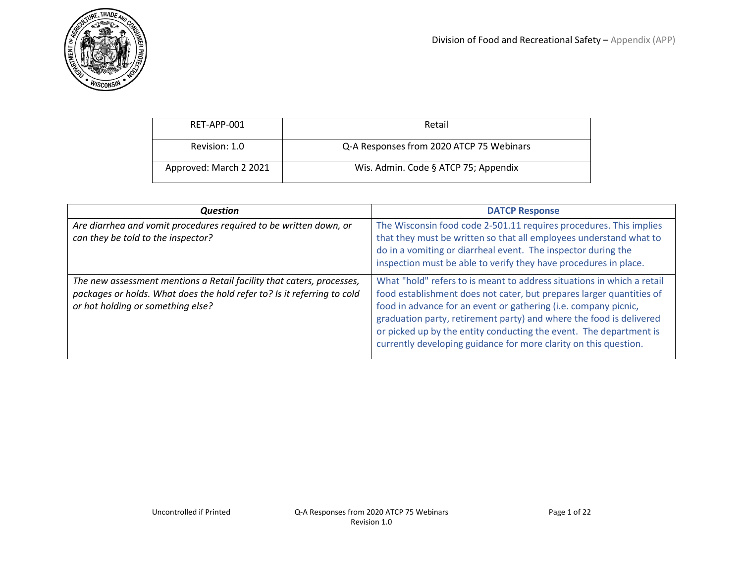Division of Food and Recreational Safety – Appendix (APP)

| RET-APP-001 | Retail |
|---|---|
| Revision: 1.0 | Q-A Responses from 2020 ATCP 75 Webinars |
| Approved: March 2 2021 | Wis. Admin. Code § ATCP 75; Appendix |

| ***Question*** | **DATCP Response** |
|---|---|
| *Are diarrhea and vomit procedures required to be written down, or can they be told to the inspector?* | The Wisconsin food code 2-501.11 requires procedures. This implies that they must be written so that all employees understand what to do in a vomiting or diarrheal event. The inspector during the inspection must be able to verify they have procedures in place. |
| *The new assessment mentions a Retail facility that caters, processes, packages or holds. What does the hold refer to? Is it referring to cold or hot holding or something else?* | What "hold" refers to is meant to address situations in which a retail food establishment does not cater, but prepares larger quantities of food in advance for an event or gathering (i.e. company picnic, graduation party, retirement party) and where the food is delivered or picked up by the entity conducting the event. The department is currently developing guidance for more clarity on this question. |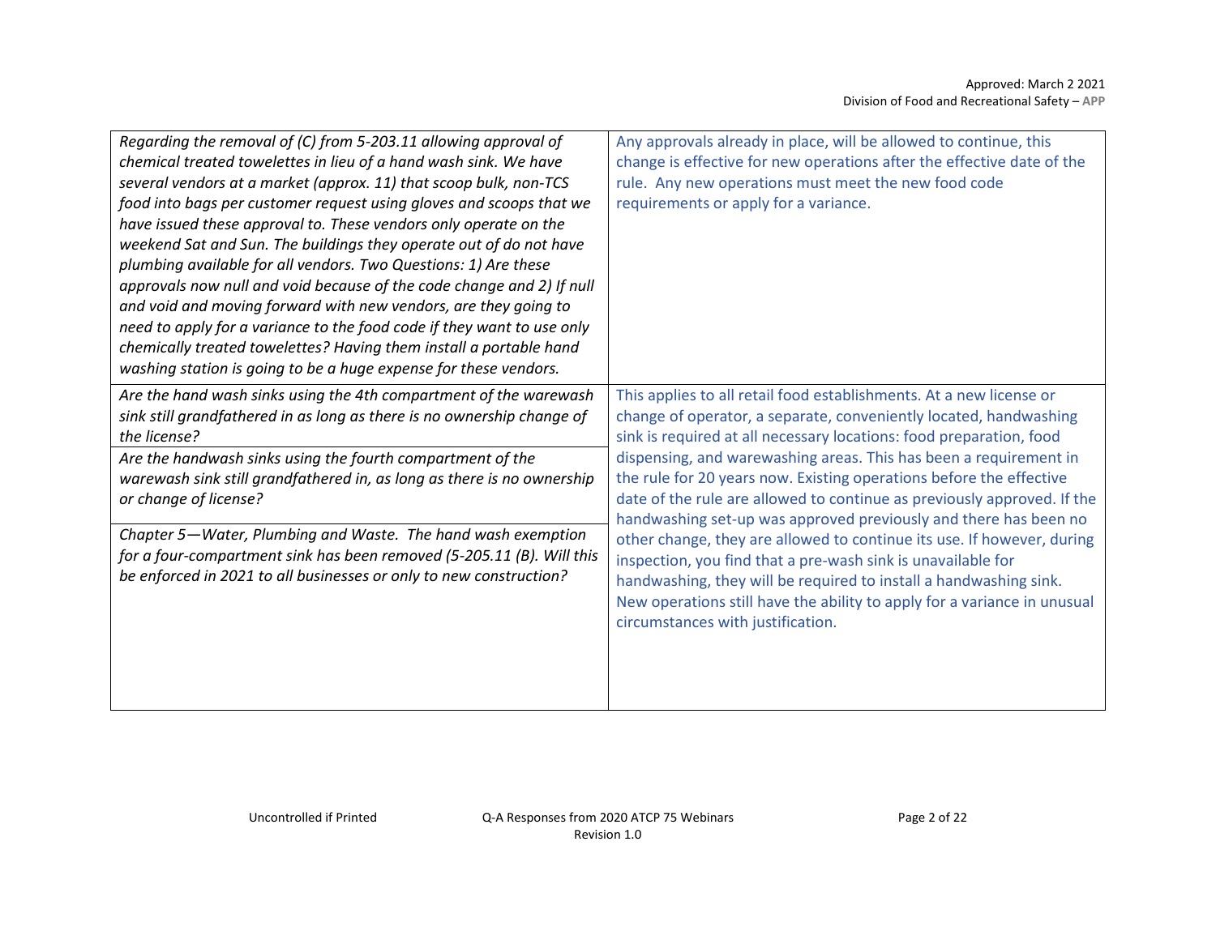| | |
|---|---|
| *Regarding the removal of (C) from 5-203.11 allowing approval of chemical treated towelettes in lieu of a hand wash sink. We have several vendors at a market (approx. 11) that scoop bulk, non-TCS food into bags per customer request using gloves and scoops that we have issued these approval to. These vendors only operate on the weekend Sat and Sun. The buildings they operate out of do not have plumbing available for all vendors. Two Questions: 1) Are these approvals now null and void because of the code change and 2) If null and void and moving forward with new vendors, are they going to need to apply for a variance to the food code if they want to use only chemically treated towelettes? Having them install a portable hand washing station is going to be a huge expense for these vendors.* | Any approvals already in place, will be allowed to continue, this change is effective for new operations after the effective date of the rule. Any new operations must meet the new food code requirements or apply for a variance. |
| *Are the hand wash sinks using the 4th compartment of the warewash sink still grandfathered in as long as there is no ownership change of the license?*<br><br>*Are the handwash sinks using the fourth compartment of the warewash sink still grandfathered in, as long as there is no ownership or change of license?*<br><br>*Chapter 5—Water, Plumbing and Waste. The hand wash exemption for a four-compartment sink has been removed (5-205.11 (B). Will this be enforced in 2021 to all businesses or only to new construction?* | This applies to all retail food establishments. At a new license or change of operator, a separate, conveniently located, handwashing sink is required at all necessary locations: food preparation, food dispensing, and warewashing areas. This has been a requirement in the rule for 20 years now. Existing operations before the effective date of the rule are allowed to continue as previously approved. If the handwashing set-up was approved previously and there has been no other change, they are allowed to continue its use. If however, during inspection, you find that a pre-wash sink is unavailable for handwashing, they will be required to install a handwashing sink. New operations still have the ability to apply for a variance in unusual circumstances with justification. |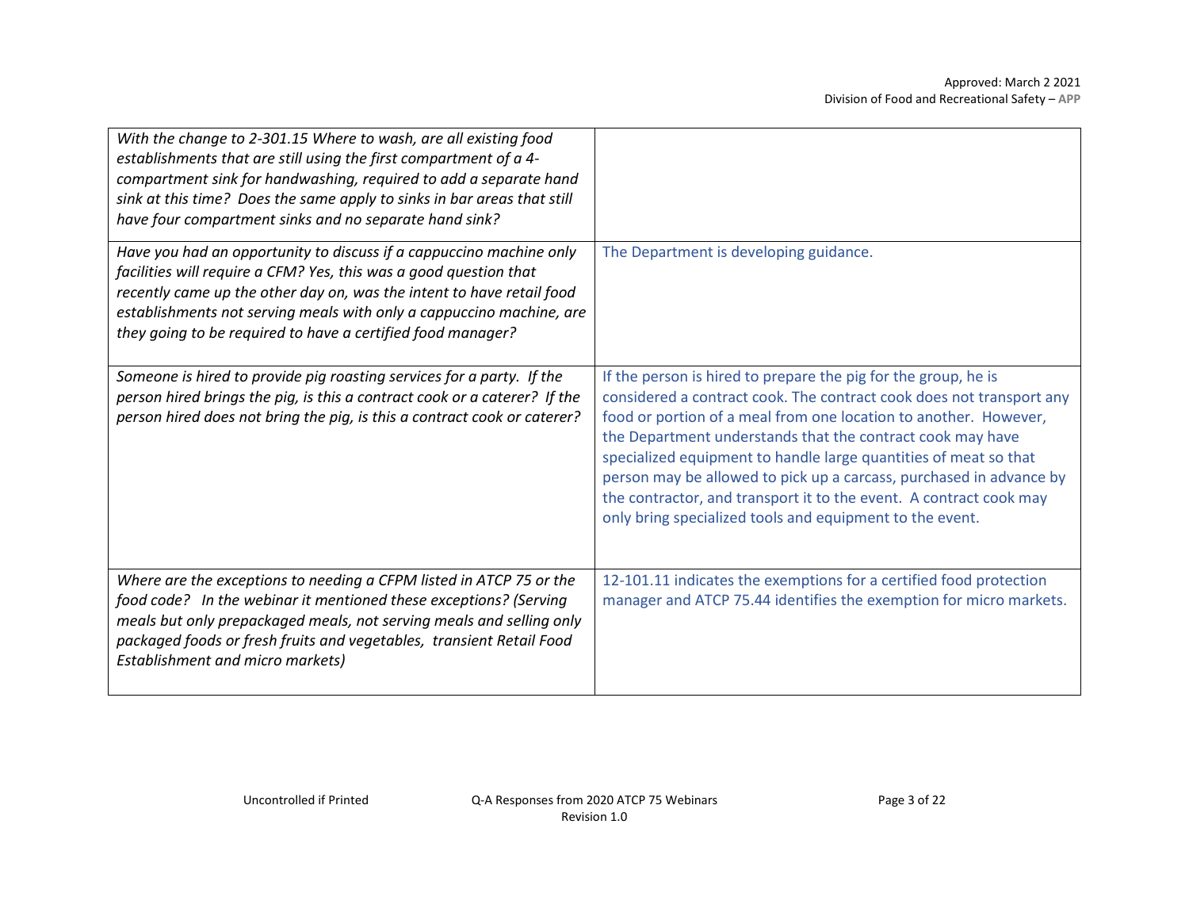| | |
|---|---|
| *With the change to 2-301.15 Where to wash, are all existing food establishments that are still using the first compartment of a 4-compartment sink for handwashing, required to add a separate hand sink at this time? Does the same apply to sinks in bar areas that still have four compartment sinks and no separate hand sink?* | |
| *Have you had an opportunity to discuss if a cappuccino machine only facilities will require a CFM? Yes, this was a good question that recently came up the other day on, was the intent to have retail food establishments not serving meals with only a cappuccino machine, are they going to be required to have a certified food manager?* | The Department is developing guidance. |
| *Someone is hired to provide pig roasting services for a party. If the person hired brings the pig, is this a contract cook or a caterer? If the person hired does not bring the pig, is this a contract cook or caterer?* | If the person is hired to prepare the pig for the group, he is considered a contract cook. The contract cook does not transport any food or portion of a meal from one location to another. However, the Department understands that the contract cook may have specialized equipment to handle large quantities of meat so that person may be allowed to pick up a carcass, purchased in advance by the contractor, and transport it to the event. A contract cook may only bring specialized tools and equipment to the event. |
| *Where are the exceptions to needing a CFPM listed in ATCP 75 or the food code? In the webinar it mentioned these exceptions? (Serving meals but only prepackaged meals, not serving meals and selling only packaged foods or fresh fruits and vegetables, transient Retail Food Establishment and micro markets)* | 12-101.11 indicates the exemptions for a certified food protection manager and ATCP 75.44 identifies the exemption for micro markets. |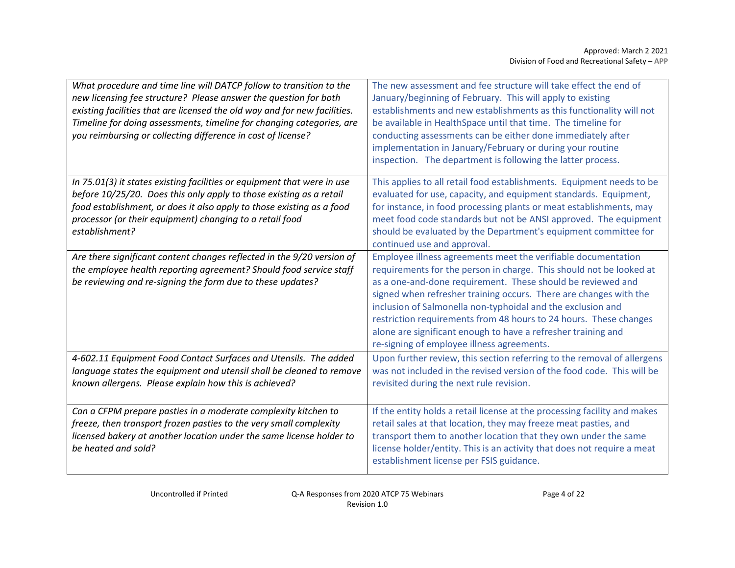| | |
|---|---|
| *What procedure and time line will DATCP follow to transition to the new licensing fee structure? Please answer the question for both existing facilities that are licensed the old way and for new facilities. Timeline for doing assessments, timeline for changing categories, are you reimbursing or collecting difference in cost of license?* | The new assessment and fee structure will take effect the end of January/beginning of February. This will apply to existing establishments and new establishments as this functionality will not be available in HealthSpace until that time. The timeline for conducting assessments can be either done immediately after implementation in January/February or during your routine inspection. The department is following the latter process. |
| *In 75.01(3) it states existing facilities or equipment that were in use before 10/25/20. Does this only apply to those existing as a retail food establishment, or does it also apply to those existing as a food processor (or their equipment) changing to a retail food establishment?* | This applies to all retail food establishments. Equipment needs to be evaluated for use, capacity, and equipment standards. Equipment, for instance, in food processing plants or meat establishments, may meet food code standards but not be ANSI approved. The equipment should be evaluated by the Department's equipment committee for continued use and approval. |
| *Are there significant content changes reflected in the 9/20 version of the employee health reporting agreement? Should food service staff be reviewing and re-signing the form due to these updates?* | Employee illness agreements meet the verifiable documentation requirements for the person in charge. This should not be looked at as a one-and-done requirement. These should be reviewed and signed when refresher training occurs. There are changes with the inclusion of Salmonella non-typhoidal and the exclusion and restriction requirements from 48 hours to 24 hours. These changes alone are significant enough to have a refresher training and re-signing of employee illness agreements. |
| *4-602.11 Equipment Food Contact Surfaces and Utensils. The added language states the equipment and utensil shall be cleaned to remove known allergens. Please explain how this is achieved?* | Upon further review, this section referring to the removal of allergens was not included in the revised version of the food code. This will be revisited during the next rule revision. |
| *Can a CFPM prepare pasties in a moderate complexity kitchen to freeze, then transport frozen pasties to the very small complexity licensed bakery at another location under the same license holder to be heated and sold?* | If the entity holds a retail license at the processing facility and makes retail sales at that location, they may freeze meat pasties, and transport them to another location that they own under the same license holder/entity. This is an activity that does not require a meat establishment license per FSIS guidance. |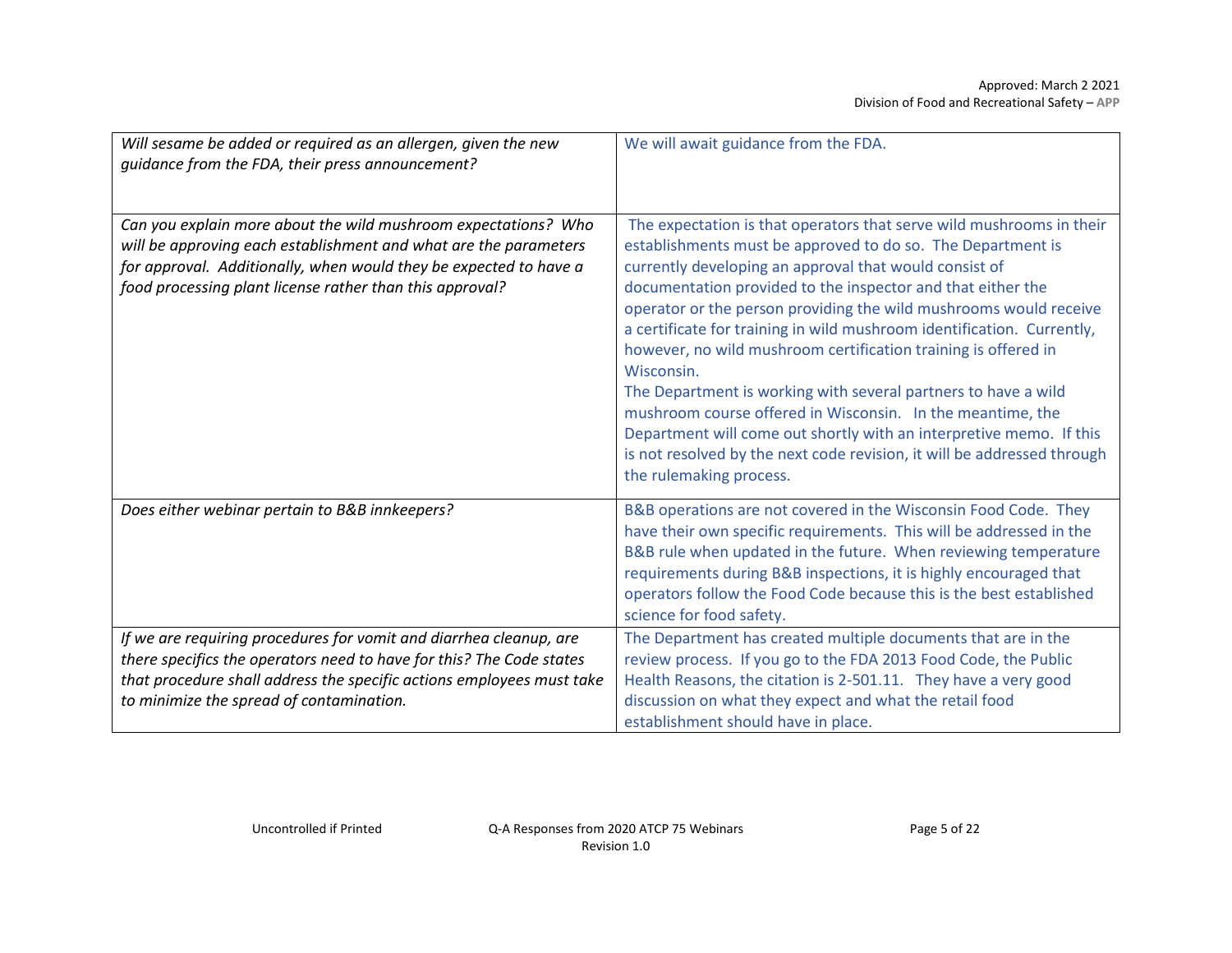| | |
|---|---|
| *Will sesame be added or required as an allergen, given the new guidance from the FDA, their press announcement?* | We will await guidance from the FDA. |
| *Can you explain more about the wild mushroom expectations? Who will be approving each establishment and what are the parameters for approval. Additionally, when would they be expected to have a food processing plant license rather than this approval?* | The expectation is that operators that serve wild mushrooms in their establishments must be approved to do so. The Department is currently developing an approval that would consist of documentation provided to the inspector and that either the operator or the person providing the wild mushrooms would receive a certificate for training in wild mushroom identification. Currently, however, no wild mushroom certification training is offered in Wisconsin.<br>The Department is working with several partners to have a wild mushroom course offered in Wisconsin. In the meantime, the Department will come out shortly with an interpretive memo. If this is not resolved by the next code revision, it will be addressed through the rulemaking process. |
| *Does either webinar pertain to B&B innkeepers?* | B&B operations are not covered in the Wisconsin Food Code. They have their own specific requirements. This will be addressed in the B&B rule when updated in the future. When reviewing temperature requirements during B&B inspections, it is highly encouraged that operators follow the Food Code because this is the best established science for food safety. |
| *If we are requiring procedures for vomit and diarrhea cleanup, are there specifics the operators need to have for this? The Code states that procedure shall address the specific actions employees must take to minimize the spread of contamination.* | The Department has created multiple documents that are in the review process. If you go to the FDA 2013 Food Code, the Public Health Reasons, the citation is 2-501.11. They have a very good discussion on what they expect and what the retail food establishment should have in place. |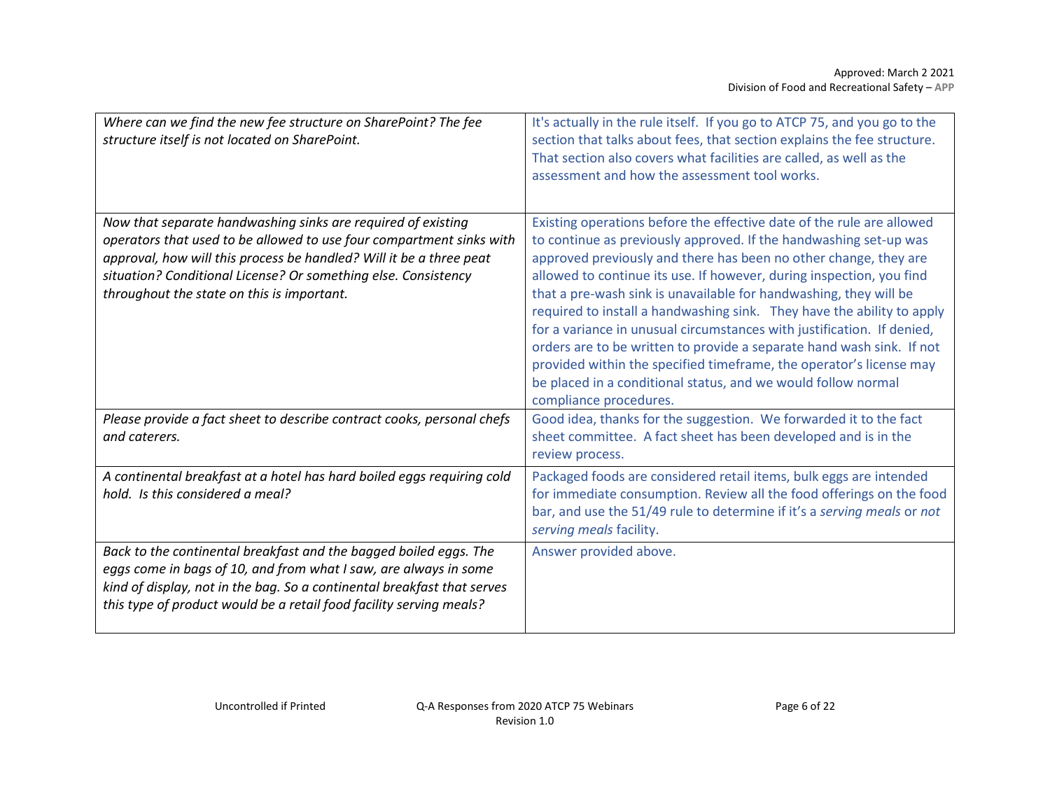| | |
|---|---|
| *Where can we find the new fee structure on SharePoint? The fee structure itself is not located on SharePoint.* | It's actually in the rule itself. If you go to ATCP 75, and you go to the section that talks about fees, that section explains the fee structure. That section also covers what facilities are called, as well as the assessment and how the assessment tool works. |
| *Now that separate handwashing sinks are required of existing operators that used to be allowed to use four compartment sinks with approval, how will this process be handled? Will it be a three peat situation? Conditional License? Or something else. Consistency throughout the state on this is important.* | Existing operations before the effective date of the rule are allowed to continue as previously approved. If the handwashing set-up was approved previously and there has been no other change, they are allowed to continue its use. If however, during inspection, you find that a pre-wash sink is unavailable for handwashing, they will be required to install a handwashing sink. They have the ability to apply for a variance in unusual circumstances with justification. If denied, orders are to be written to provide a separate hand wash sink. If not provided within the specified timeframe, the operator's license may be placed in a conditional status, and we would follow normal compliance procedures. |
| *Please provide a fact sheet to describe contract cooks, personal chefs and caterers.* | Good idea, thanks for the suggestion. We forwarded it to the fact sheet committee. A fact sheet has been developed and is in the review process. |
| *A continental breakfast at a hotel has hard boiled eggs requiring cold hold. Is this considered a meal?* | Packaged foods are considered retail items, bulk eggs are intended for immediate consumption. Review all the food offerings on the food bar, and use the 51/49 rule to determine if it's a *serving meals* or *not serving meals* facility. |
| *Back to the continental breakfast and the bagged boiled eggs. The eggs come in bags of 10, and from what I saw, are always in some kind of display, not in the bag. So a continental breakfast that serves this type of product would be a retail food facility serving meals?* | Answer provided above. |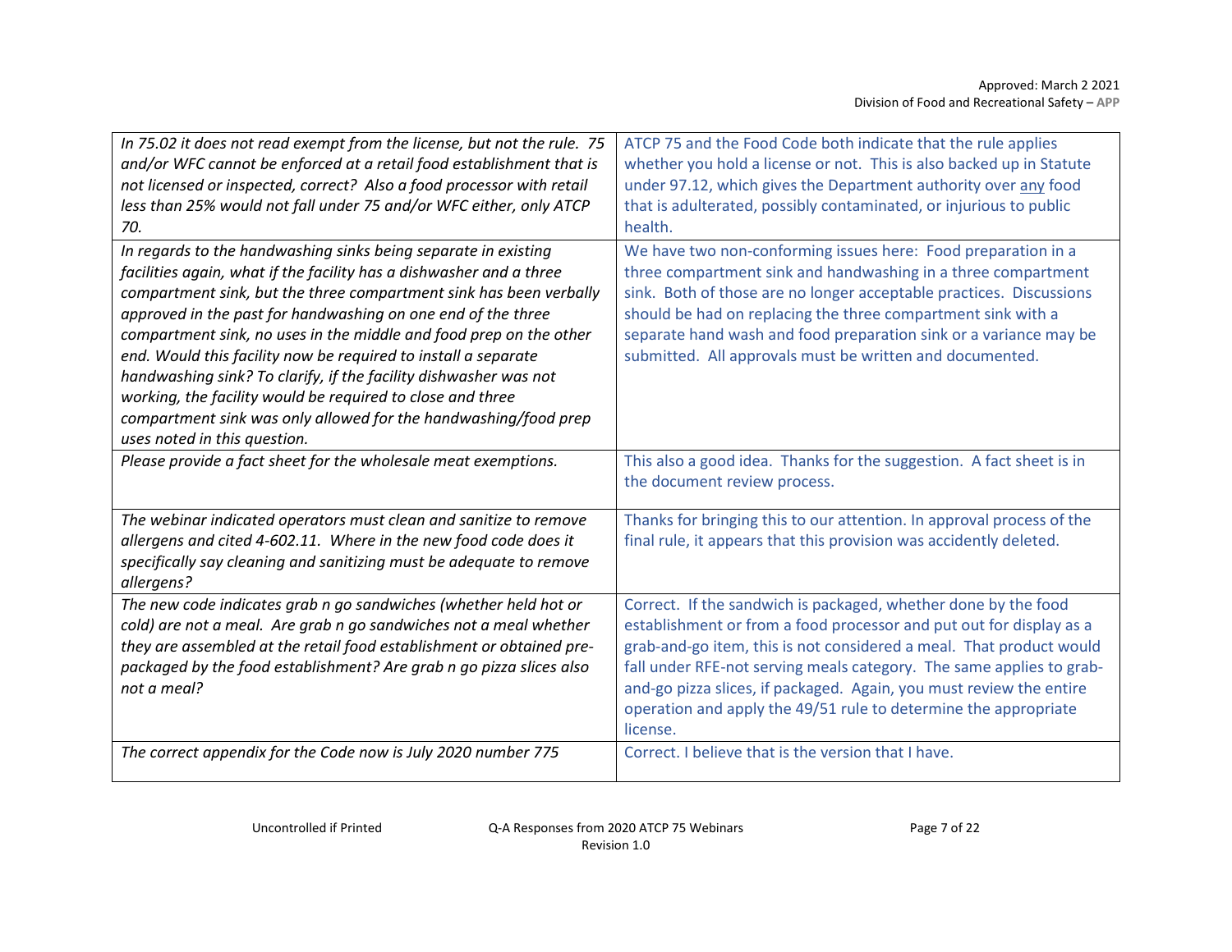| | |
|---|---|
| *In 75.02 it does not read exempt from the license, but not the rule. 75 and/or WFC cannot be enforced at a retail food establishment that is not licensed or inspected, correct? Also a food processor with retail less than 25% would not fall under 75 and/or WFC either, only ATCP 70.* | ATCP 75 and the Food Code both indicate that the rule applies whether you hold a license or not. This is also backed up in Statute under 97.12, which gives the Department authority over <u>any</u> food that is adulterated, possibly contaminated, or injurious to public health. |
| *In regards to the handwashing sinks being separate in existing facilities again, what if the facility has a dishwasher and a three compartment sink, but the three compartment sink has been verbally approved in the past for handwashing on one end of the three compartment sink, no uses in the middle and food prep on the other end. Would this facility now be required to install a separate handwashing sink? To clarify, if the facility dishwasher was not working, the facility would be required to close and three compartment sink was only allowed for the handwashing/food prep uses noted in this question.* | We have two non-conforming issues here: Food preparation in a three compartment sink and handwashing in a three compartment sink. Both of those are no longer acceptable practices. Discussions should be had on replacing the three compartment sink with a separate hand wash and food preparation sink or a variance may be submitted. All approvals must be written and documented. |
| *Please provide a fact sheet for the wholesale meat exemptions.* | This also a good idea. Thanks for the suggestion. A fact sheet is in the document review process. |
| *The webinar indicated operators must clean and sanitize to remove allergens and cited 4-602.11. Where in the new food code does it specifically say cleaning and sanitizing must be adequate to remove allergens?* | Thanks for bringing this to our attention. In approval process of the final rule, it appears that this provision was accidently deleted. |
| *The new code indicates grab n go sandwiches (whether held hot or cold) are not a meal. Are grab n go sandwiches not a meal whether they are assembled at the retail food establishment or obtained pre-packaged by the food establishment? Are grab n go pizza slices also not a meal?* | Correct. If the sandwich is packaged, whether done by the food establishment or from a food processor and put out for display as a grab-and-go item, this is not considered a meal. That product would fall under RFE-not serving meals category. The same applies to grab-and-go pizza slices, if packaged. Again, you must review the entire operation and apply the 49/51 rule to determine the appropriate license. |
| *The correct appendix for the Code now is July 2020 number 775* | Correct. I believe that is the version that I have. |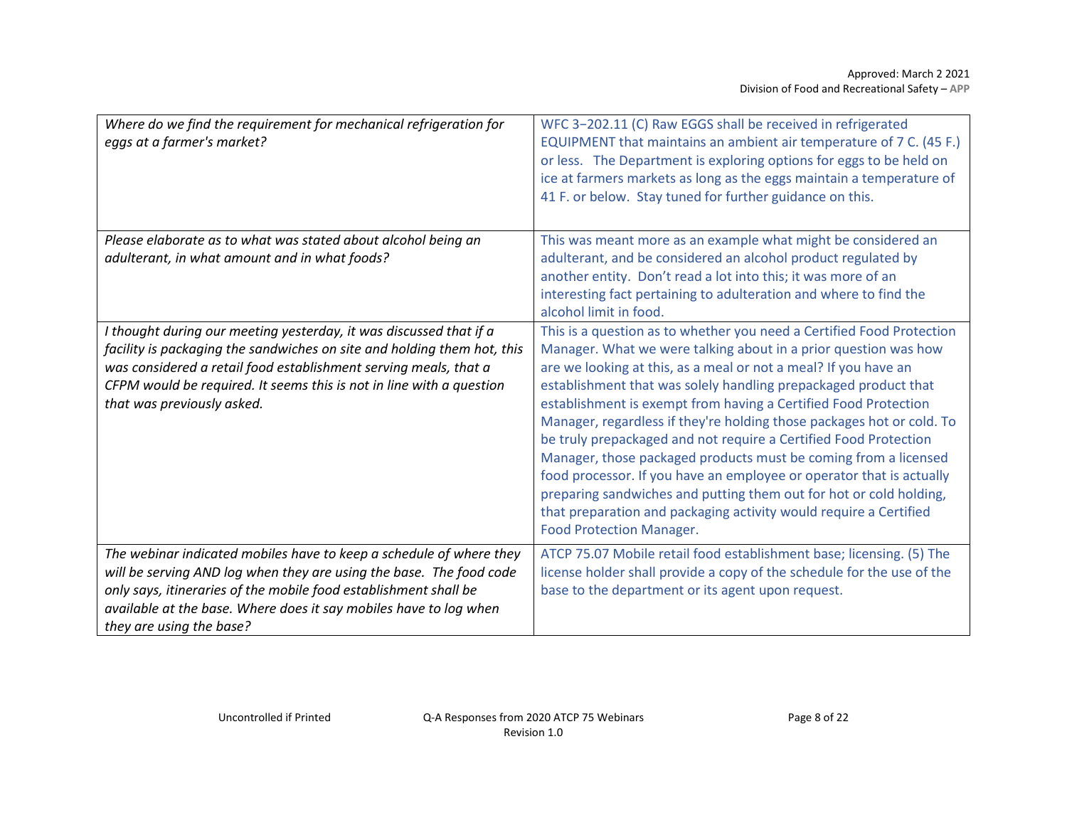| | |
|---|---|
| *Where do we find the requirement for mechanical refrigeration for eggs at a farmer's market?* | WFC 3−202.11 (C) Raw EGGS shall be received in refrigerated EQUIPMENT that maintains an ambient air temperature of 7 C. (45 F.) or less. The Department is exploring options for eggs to be held on ice at farmers markets as long as the eggs maintain a temperature of 41 F. or below. Stay tuned for further guidance on this. |
| *Please elaborate as to what was stated about alcohol being an adulterant, in what amount and in what foods?* | This was meant more as an example what might be considered an adulterant, and be considered an alcohol product regulated by another entity. Don't read a lot into this; it was more of an interesting fact pertaining to adulteration and where to find the alcohol limit in food. |
| *I thought during our meeting yesterday, it was discussed that if a facility is packaging the sandwiches on site and holding them hot, this was considered a retail food establishment serving meals, that a CFPM would be required. It seems this is not in line with a question that was previously asked.* | This is a question as to whether you need a Certified Food Protection Manager. What we were talking about in a prior question was how are we looking at this, as a meal or not a meal? If you have an establishment that was solely handling prepackaged product that establishment is exempt from having a Certified Food Protection Manager, regardless if they're holding those packages hot or cold. To be truly prepackaged and not require a Certified Food Protection Manager, those packaged products must be coming from a licensed food processor. If you have an employee or operator that is actually preparing sandwiches and putting them out for hot or cold holding, that preparation and packaging activity would require a Certified Food Protection Manager. |
| *The webinar indicated mobiles have to keep a schedule of where they will be serving AND log when they are using the base. The food code only says, itineraries of the mobile food establishment shall be available at the base. Where does it say mobiles have to log when they are using the base?* | ATCP 75.07 Mobile retail food establishment base; licensing. (5) The license holder shall provide a copy of the schedule for the use of the base to the department or its agent upon request. |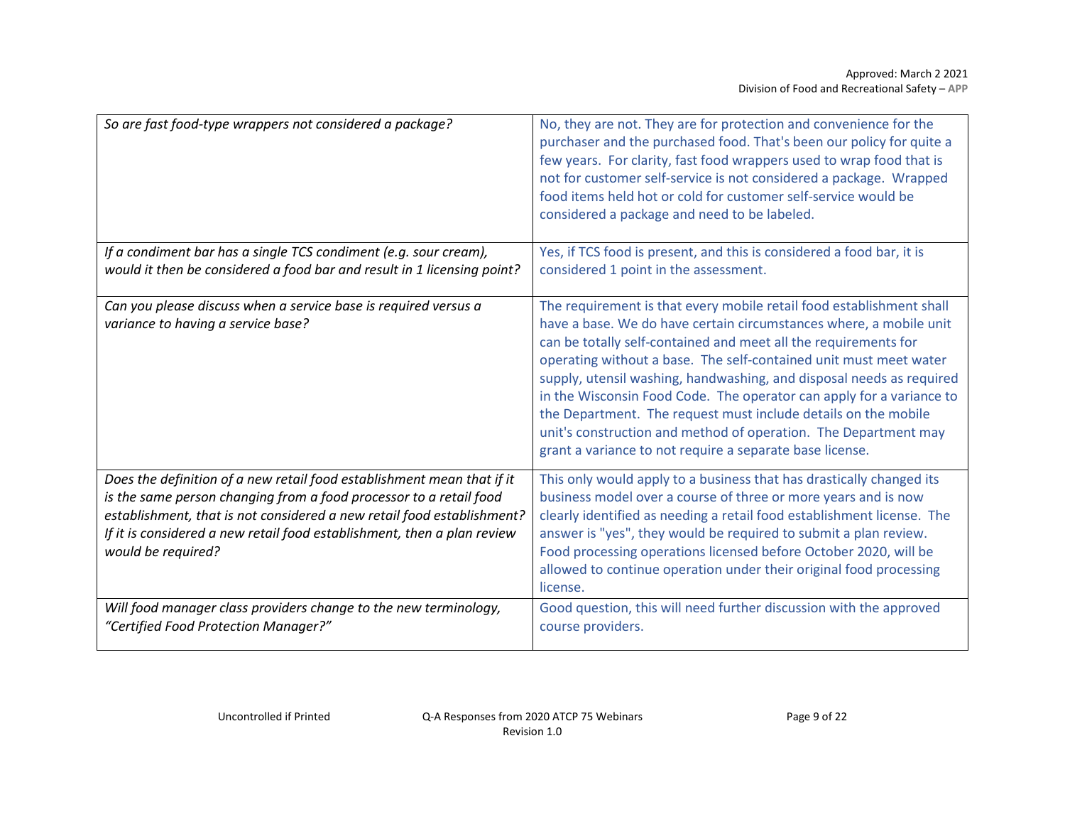| | |
|---|---|
| *So are fast food-type wrappers not considered a package?* | No, they are not. They are for protection and convenience for the purchaser and the purchased food. That's been our policy for quite a few years. For clarity, fast food wrappers used to wrap food that is not for customer self-service is not considered a package. Wrapped food items held hot or cold for customer self-service would be considered a package and need to be labeled. |
| *If a condiment bar has a single TCS condiment (e.g. sour cream), would it then be considered a food bar and result in 1 licensing point?* | Yes, if TCS food is present, and this is considered a food bar, it is considered 1 point in the assessment. |
| *Can you please discuss when a service base is required versus a variance to having a service base?* | The requirement is that every mobile retail food establishment shall have a base. We do have certain circumstances where, a mobile unit can be totally self-contained and meet all the requirements for operating without a base. The self-contained unit must meet water supply, utensil washing, handwashing, and disposal needs as required in the Wisconsin Food Code. The operator can apply for a variance to the Department. The request must include details on the mobile unit's construction and method of operation. The Department may grant a variance to not require a separate base license. |
| *Does the definition of a new retail food establishment mean that if it is the same person changing from a food processor to a retail food establishment, that is not considered a new retail food establishment? If it is considered a new retail food establishment, then a plan review would be required?* | This only would apply to a business that has drastically changed its business model over a course of three or more years and is now clearly identified as needing a retail food establishment license. The answer is "yes", they would be required to submit a plan review. Food processing operations licensed before October 2020, will be allowed to continue operation under their original food processing license. |
| *Will food manager class providers change to the new terminology, "Certified Food Protection Manager?"* | Good question, this will need further discussion with the approved course providers. |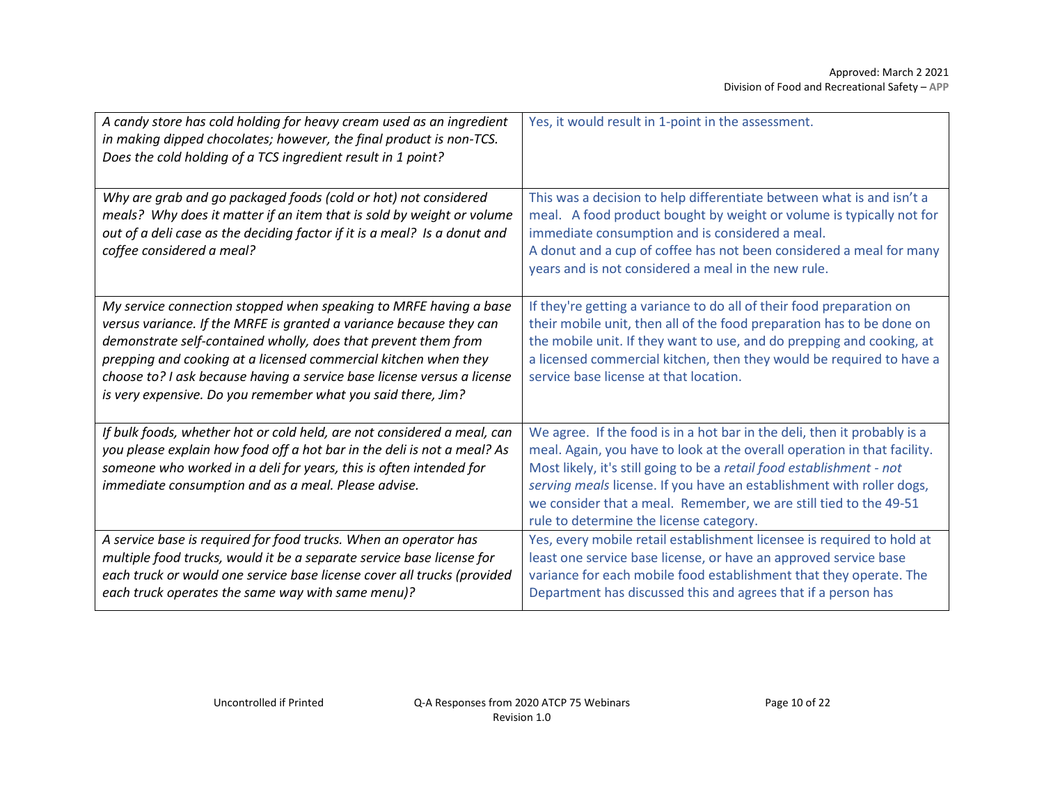| | |
|---|---|
| *A candy store has cold holding for heavy cream used as an ingredient in making dipped chocolates; however, the final product is non-TCS. Does the cold holding of a TCS ingredient result in 1 point?* | Yes, it would result in 1-point in the assessment. |
| *Why are grab and go packaged foods (cold or hot) not considered meals? Why does it matter if an item that is sold by weight or volume out of a deli case as the deciding factor if it is a meal? Is a donut and coffee considered a meal?* | This was a decision to help differentiate between what is and isn't a meal. A food product bought by weight or volume is typically not for immediate consumption and is considered a meal. A donut and a cup of coffee has not been considered a meal for many years and is not considered a meal in the new rule. |
| *My service connection stopped when speaking to MRFE having a base versus variance. If the MRFE is granted a variance because they can demonstrate self-contained wholly, does that prevent them from prepping and cooking at a licensed commercial kitchen when they choose to? I ask because having a service base license versus a license is very expensive. Do you remember what you said there, Jim?* | If they're getting a variance to do all of their food preparation on their mobile unit, then all of the food preparation has to be done on the mobile unit. If they want to use, and do prepping and cooking, at a licensed commercial kitchen, then they would be required to have a service base license at that location. |
| *If bulk foods, whether hot or cold held, are not considered a meal, can you please explain how food off a hot bar in the deli is not a meal? As someone who worked in a deli for years, this is often intended for immediate consumption and as a meal. Please advise.* | We agree. If the food is in a hot bar in the deli, then it probably is a meal. Again, you have to look at the overall operation in that facility. Most likely, it's still going to be a *retail food establishment - not serving meals* license. If you have an establishment with roller dogs, we consider that a meal. Remember, we are still tied to the 49-51 rule to determine the license category. |
| *A service base is required for food trucks. When an operator has multiple food trucks, would it be a separate service base license for each truck or would one service base license cover all trucks (provided each truck operates the same way with same menu)?* | Yes, every mobile retail establishment licensee is required to hold at least one service base license, or have an approved service base variance for each mobile food establishment that they operate. The Department has discussed this and agrees that if a person has |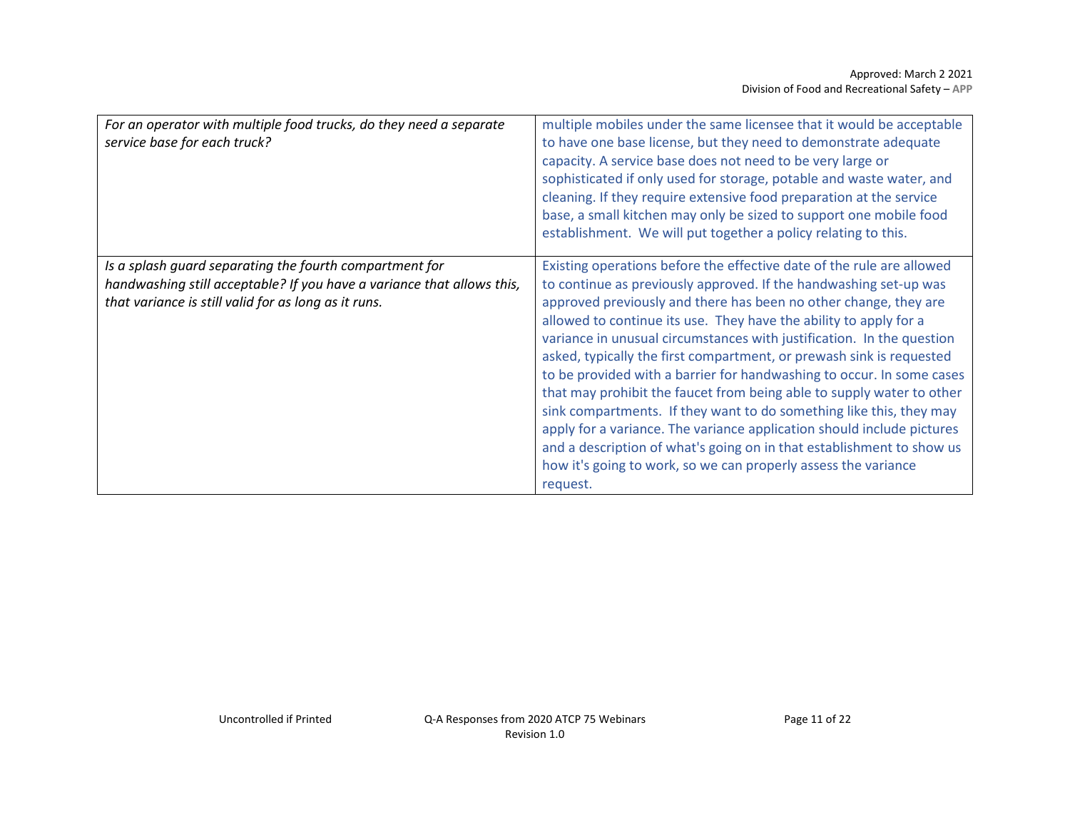| | |
|---|---|
| *For an operator with multiple food trucks, do they need a separate service base for each truck?* | multiple mobiles under the same licensee that it would be acceptable to have one base license, but they need to demonstrate adequate capacity. A service base does not need to be very large or sophisticated if only used for storage, potable and waste water, and cleaning. If they require extensive food preparation at the service base, a small kitchen may only be sized to support one mobile food establishment. We will put together a policy relating to this. |
| *Is a splash guard separating the fourth compartment for handwashing still acceptable? If you have a variance that allows this, that variance is still valid for as long as it runs.* | Existing operations before the effective date of the rule are allowed to continue as previously approved. If the handwashing set-up was approved previously and there has been no other change, they are allowed to continue its use. They have the ability to apply for a variance in unusual circumstances with justification. In the question asked, typically the first compartment, or prewash sink is requested to be provided with a barrier for handwashing to occur. In some cases that may prohibit the faucet from being able to supply water to other sink compartments. If they want to do something like this, they may apply for a variance. The variance application should include pictures and a description of what's going on in that establishment to show us how it's going to work, so we can properly assess the variance request. |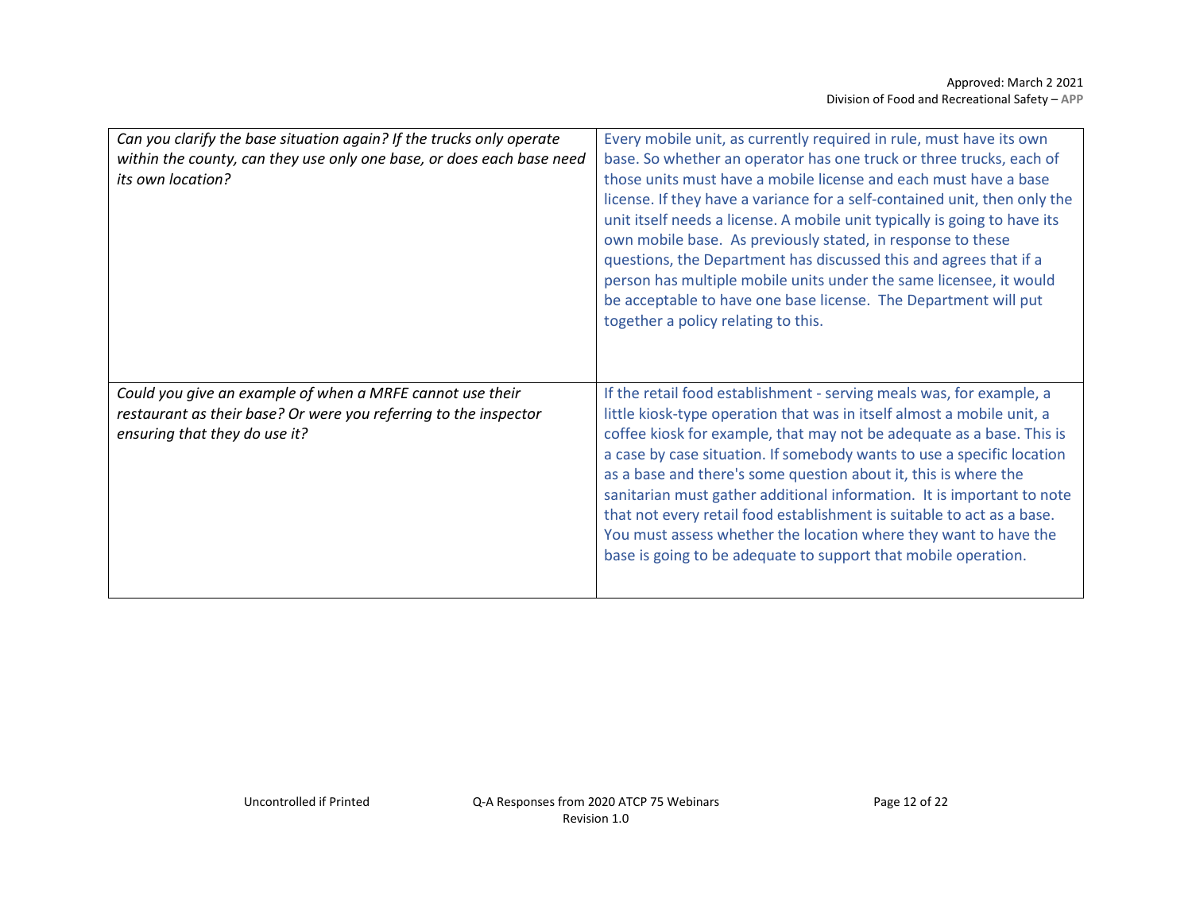| | |
|---|---|
| *Can you clarify the base situation again? If the trucks only operate within the county, can they use only one base, or does each base need its own location?* | Every mobile unit, as currently required in rule, must have its own base. So whether an operator has one truck or three trucks, each of those units must have a mobile license and each must have a base license. If they have a variance for a self-contained unit, then only the unit itself needs a license. A mobile unit typically is going to have its own mobile base. As previously stated, in response to these questions, the Department has discussed this and agrees that if a person has multiple mobile units under the same licensee, it would be acceptable to have one base license. The Department will put together a policy relating to this. |
| *Could you give an example of when a MRFE cannot use their restaurant as their base? Or were you referring to the inspector ensuring that they do use it?* | If the retail food establishment - serving meals was, for example, a little kiosk-type operation that was in itself almost a mobile unit, a coffee kiosk for example, that may not be adequate as a base. This is a case by case situation. If somebody wants to use a specific location as a base and there's some question about it, this is where the sanitarian must gather additional information. It is important to note that not every retail food establishment is suitable to act as a base. You must assess whether the location where they want to have the base is going to be adequate to support that mobile operation. |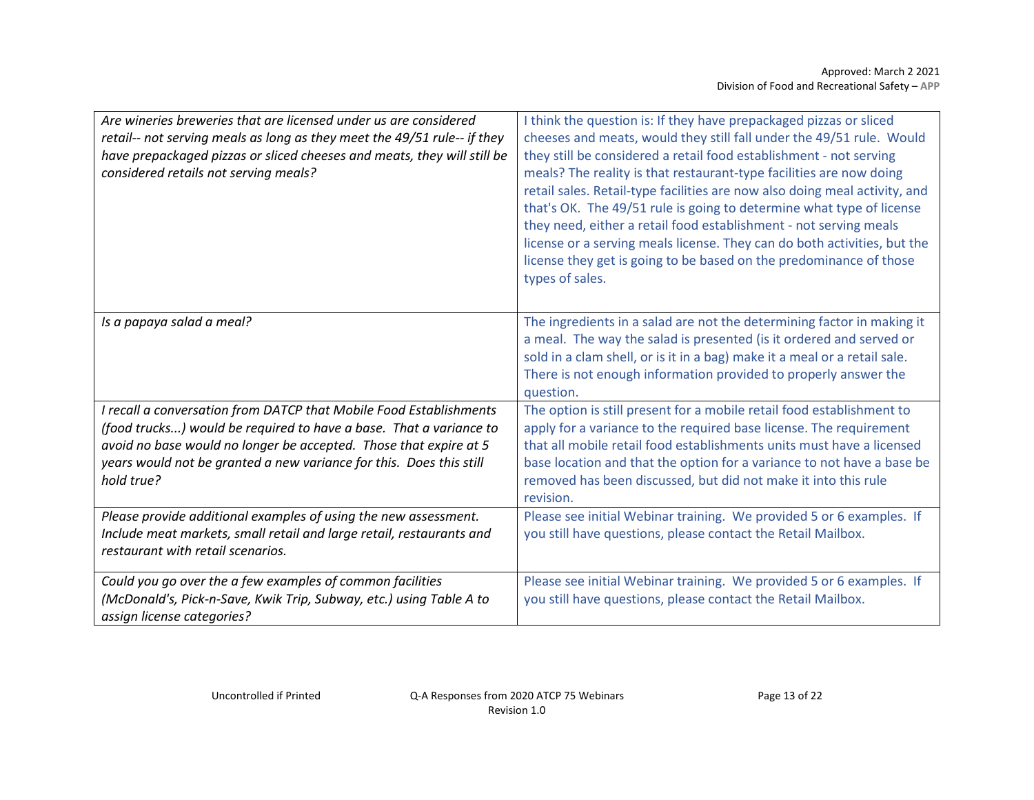| | |
|---|---|
| *Are wineries breweries that are licensed under us are considered retail-- not serving meals as long as they meet the 49/51 rule-- if they have prepackaged pizzas or sliced cheeses and meats, they will still be considered retails not serving meals?* | I think the question is: If they have prepackaged pizzas or sliced cheeses and meats, would they still fall under the 49/51 rule. Would they still be considered a retail food establishment - not serving meals? The reality is that restaurant-type facilities are now doing retail sales. Retail-type facilities are now also doing meal activity, and that's OK. The 49/51 rule is going to determine what type of license they need, either a retail food establishment - not serving meals license or a serving meals license. They can do both activities, but the license they get is going to be based on the predominance of those types of sales. |
| *Is a papaya salad a meal?* | The ingredients in a salad are not the determining factor in making it a meal. The way the salad is presented (is it ordered and served or sold in a clam shell, or is it in a bag) make it a meal or a retail sale. There is not enough information provided to properly answer the question. |
| *I recall a conversation from DATCP that Mobile Food Establishments (food trucks...) would be required to have a base. That a variance to avoid no base would no longer be accepted. Those that expire at 5 years would not be granted a new variance for this. Does this still hold true?* | The option is still present for a mobile retail food establishment to apply for a variance to the required base license. The requirement that all mobile retail food establishments units must have a licensed base location and that the option for a variance to not have a base be removed has been discussed, but did not make it into this rule revision. |
| *Please provide additional examples of using the new assessment. Include meat markets, small retail and large retail, restaurants and restaurant with retail scenarios.* | Please see initial Webinar training. We provided 5 or 6 examples. If you still have questions, please contact the Retail Mailbox. |
| *Could you go over the a few examples of common facilities (McDonald's, Pick-n-Save, Kwik Trip, Subway, etc.) using Table A to assign license categories?* | Please see initial Webinar training. We provided 5 or 6 examples. If you still have questions, please contact the Retail Mailbox. |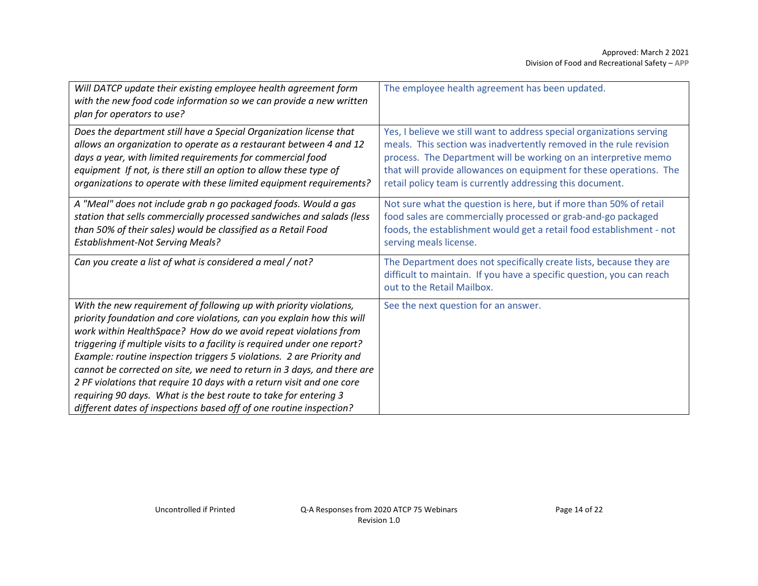| | |
|---|---|
| *Will DATCP update their existing employee health agreement form with the new food code information so we can provide a new written plan for operators to use?* | The employee health agreement has been updated. |
| *Does the department still have a Special Organization license that allows an organization to operate as a restaurant between 4 and 12 days a year, with limited requirements for commercial food equipment If not, is there still an option to allow these type of organizations to operate with these limited equipment requirements?* | Yes, I believe we still want to address special organizations serving meals. This section was inadvertently removed in the rule revision process. The Department will be working on an interpretive memo that will provide allowances on equipment for these operations. The retail policy team is currently addressing this document. |
| *A "Meal" does not include grab n go packaged foods. Would a gas station that sells commercially processed sandwiches and salads (less than 50% of their sales) would be classified as a Retail Food Establishment-Not Serving Meals?* | Not sure what the question is here, but if more than 50% of retail food sales are commercially processed or grab-and-go packaged foods, the establishment would get a retail food establishment - not serving meals license. |
| *Can you create a list of what is considered a meal / not?* | The Department does not specifically create lists, because they are difficult to maintain. If you have a specific question, you can reach out to the Retail Mailbox. |
| *With the new requirement of following up with priority violations, priority foundation and core violations, can you explain how this will work within HealthSpace? How do we avoid repeat violations from triggering if multiple visits to a facility is required under one report? Example: routine inspection triggers 5 violations. 2 are Priority and cannot be corrected on site, we need to return in 3 days, and there are 2 PF violations that require 10 days with a return visit and one core requiring 90 days. What is the best route to take for entering 3 different dates of inspections based off of one routine inspection?* | See the next question for an answer. |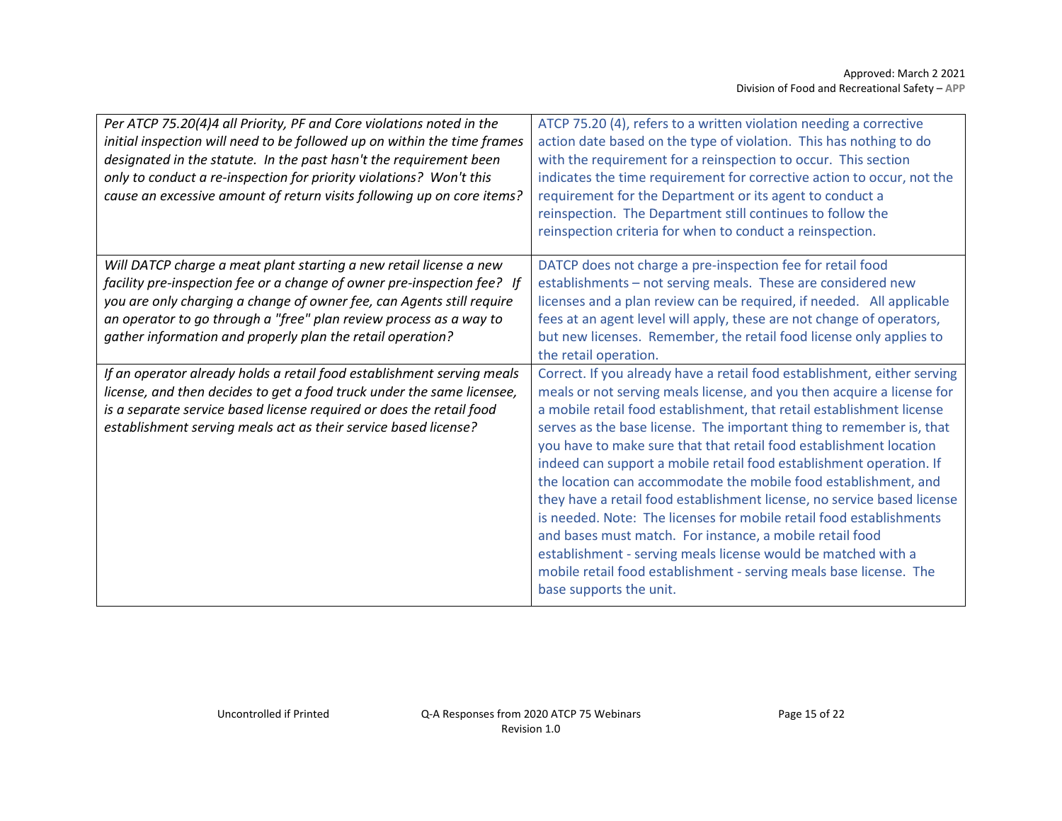| | |
|---|---|
| *Per ATCP 75.20(4)4 all Priority, PF and Core violations noted in the initial inspection will need to be followed up on within the time frames designated in the statute. In the past hasn't the requirement been only to conduct a re-inspection for priority violations? Won't this cause an excessive amount of return visits following up on core items?* | ATCP 75.20 (4), refers to a written violation needing a corrective action date based on the type of violation. This has nothing to do with the requirement for a reinspection to occur. This section indicates the time requirement for corrective action to occur, not the requirement for the Department or its agent to conduct a reinspection. The Department still continues to follow the reinspection criteria for when to conduct a reinspection. |
| *Will DATCP charge a meat plant starting a new retail license a new facility pre-inspection fee or a change of owner pre-inspection fee? If you are only charging a change of owner fee, can Agents still require an operator to go through a "free" plan review process as a way to gather information and properly plan the retail operation?* | DATCP does not charge a pre-inspection fee for retail food establishments – not serving meals. These are considered new licenses and a plan review can be required, if needed. All applicable fees at an agent level will apply, these are not change of operators, but new licenses. Remember, the retail food license only applies to the retail operation. |
| *If an operator already holds a retail food establishment serving meals license, and then decides to get a food truck under the same licensee, is a separate service based license required or does the retail food establishment serving meals act as their service based license?* | Correct. If you already have a retail food establishment, either serving meals or not serving meals license, and you then acquire a license for a mobile retail food establishment, that retail establishment license serves as the base license. The important thing to remember is, that you have to make sure that that retail food establishment location indeed can support a mobile retail food establishment operation. If the location can accommodate the mobile food establishment, and they have a retail food establishment license, no service based license is needed. Note: The licenses for mobile retail food establishments and bases must match. For instance, a mobile retail food establishment - serving meals license would be matched with a mobile retail food establishment - serving meals base license. The base supports the unit. |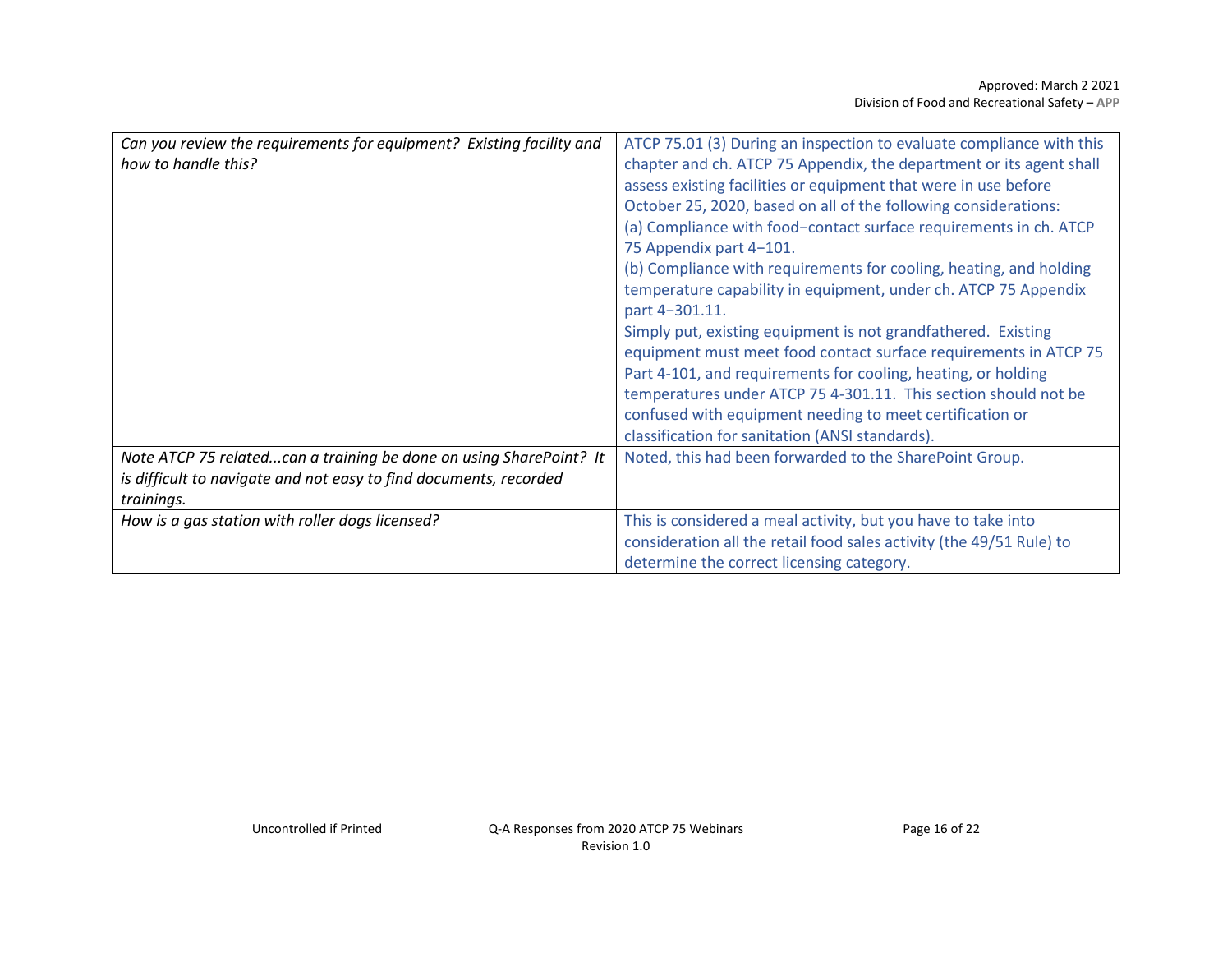| | |
|---|---|
| *Can you review the requirements for equipment? Existing facility and how to handle this?* | ATCP 75.01 (3) During an inspection to evaluate compliance with this chapter and ch. ATCP 75 Appendix, the department or its agent shall assess existing facilities or equipment that were in use before October 25, 2020, based on all of the following considerations:<br>(a) Compliance with food−contact surface requirements in ch. ATCP 75 Appendix part 4−101.<br>(b) Compliance with requirements for cooling, heating, and holding temperature capability in equipment, under ch. ATCP 75 Appendix part 4−301.11.<br>Simply put, existing equipment is not grandfathered. Existing equipment must meet food contact surface requirements in ATCP 75 Part 4-101, and requirements for cooling, heating, or holding temperatures under ATCP 75 4-301.11. This section should not be confused with equipment needing to meet certification or classification for sanitation (ANSI standards). |
| *Note ATCP 75 related...can a training be done on using SharePoint? It is difficult to navigate and not easy to find documents, recorded trainings.* | Noted, this had been forwarded to the SharePoint Group. |
| *How is a gas station with roller dogs licensed?* | This is considered a meal activity, but you have to take into consideration all the retail food sales activity (the 49/51 Rule) to determine the correct licensing category. |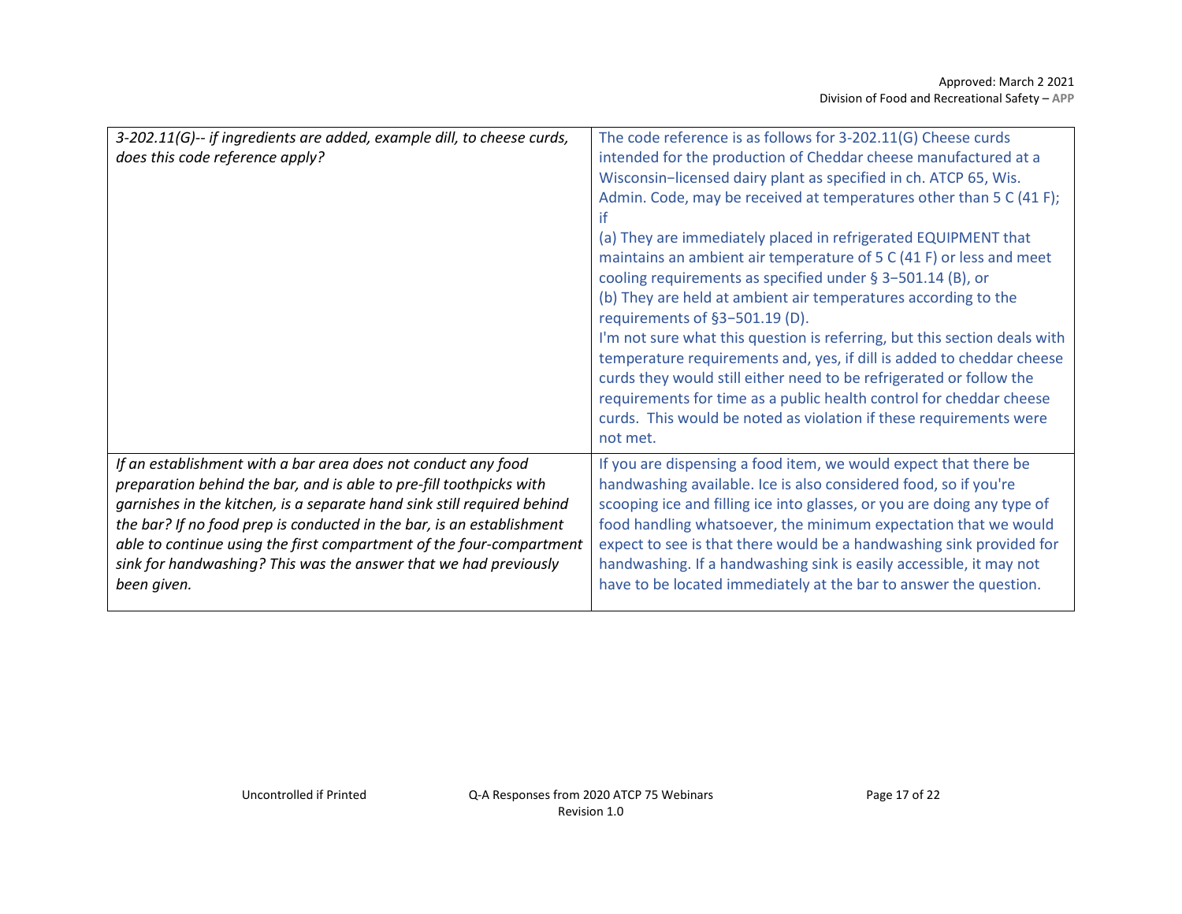| | |
|---|---|
| *3-202.11(G)-- if ingredients are added, example dill, to cheese curds, does this code reference apply?* | The code reference is as follows for 3-202.11(G) Cheese curds intended for the production of Cheddar cheese manufactured at a Wisconsin−licensed dairy plant as specified in ch. ATCP 65, Wis. Admin. Code, may be received at temperatures other than 5 C (41 F); if<br>(a) They are immediately placed in refrigerated EQUIPMENT that maintains an ambient air temperature of 5 C (41 F) or less and meet cooling requirements as specified under § 3−501.14 (B), or<br>(b) They are held at ambient air temperatures according to the requirements of §3−501.19 (D).<br>I'm not sure what this question is referring, but this section deals with temperature requirements and, yes, if dill is added to cheddar cheese curds they would still either need to be refrigerated or follow the requirements for time as a public health control for cheddar cheese curds. This would be noted as violation if these requirements were not met. |
| *If an establishment with a bar area does not conduct any food preparation behind the bar, and is able to pre-fill toothpicks with garnishes in the kitchen, is a separate hand sink still required behind the bar? If no food prep is conducted in the bar, is an establishment able to continue using the first compartment of the four-compartment sink for handwashing? This was the answer that we had previously been given.* | If you are dispensing a food item, we would expect that there be handwashing available. Ice is also considered food, so if you're scooping ice and filling ice into glasses, or you are doing any type of food handling whatsoever, the minimum expectation that we would expect to see is that there would be a handwashing sink provided for handwashing. If a handwashing sink is easily accessible, it may not have to be located immediately at the bar to answer the question. |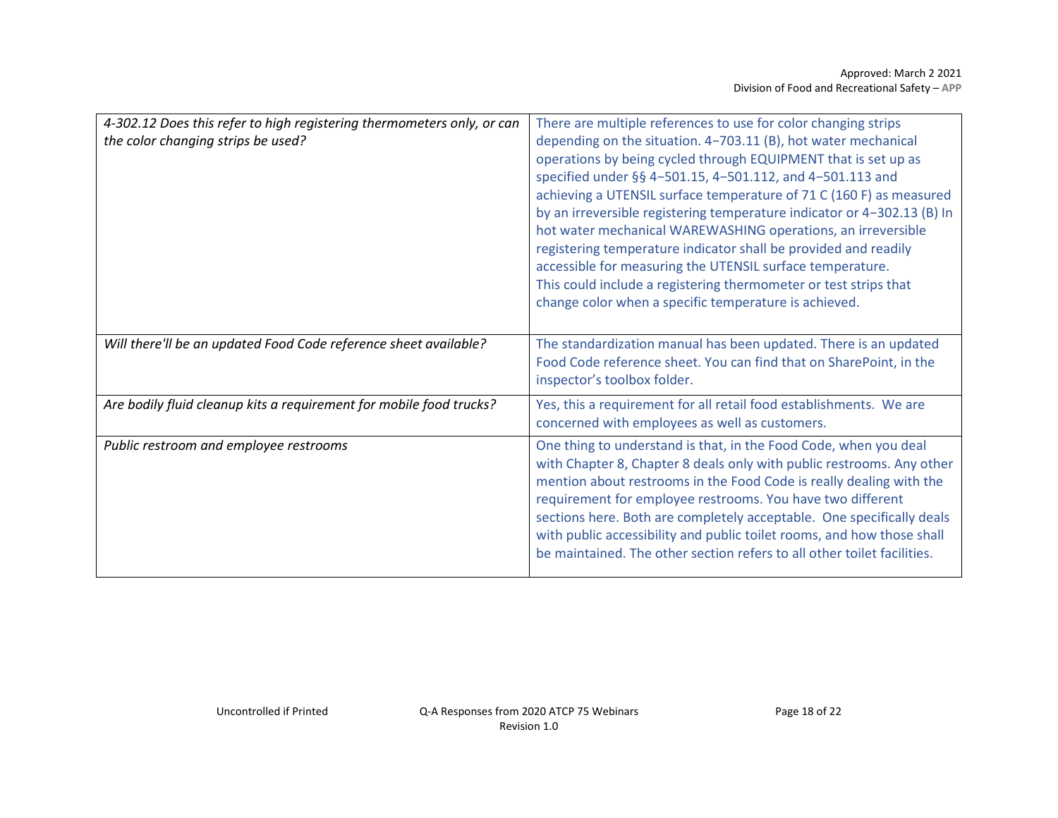| | |
|---|---|
| *4-302.12 Does this refer to high registering thermometers only, or can the color changing strips be used?* | There are multiple references to use for color changing strips depending on the situation. 4−703.11 (B), hot water mechanical operations by being cycled through EQUIPMENT that is set up as specified under §§ 4−501.15, 4−501.112, and 4−501.113 and achieving a UTENSIL surface temperature of 71 C (160 F) as measured by an irreversible registering temperature indicator or 4−302.13 (B) In hot water mechanical WAREWASHING operations, an irreversible registering temperature indicator shall be provided and readily accessible for measuring the UTENSIL surface temperature. This could include a registering thermometer or test strips that change color when a specific temperature is achieved. |
| *Will there'll be an updated Food Code reference sheet available?* | The standardization manual has been updated. There is an updated Food Code reference sheet. You can find that on SharePoint, in the inspector's toolbox folder. |
| *Are bodily fluid cleanup kits a requirement for mobile food trucks?* | Yes, this a requirement for all retail food establishments. We are concerned with employees as well as customers. |
| *Public restroom and employee restrooms* | One thing to understand is that, in the Food Code, when you deal with Chapter 8, Chapter 8 deals only with public restrooms. Any other mention about restrooms in the Food Code is really dealing with the requirement for employee restrooms. You have two different sections here. Both are completely acceptable. One specifically deals with public accessibility and public toilet rooms, and how those shall be maintained. The other section refers to all other toilet facilities. |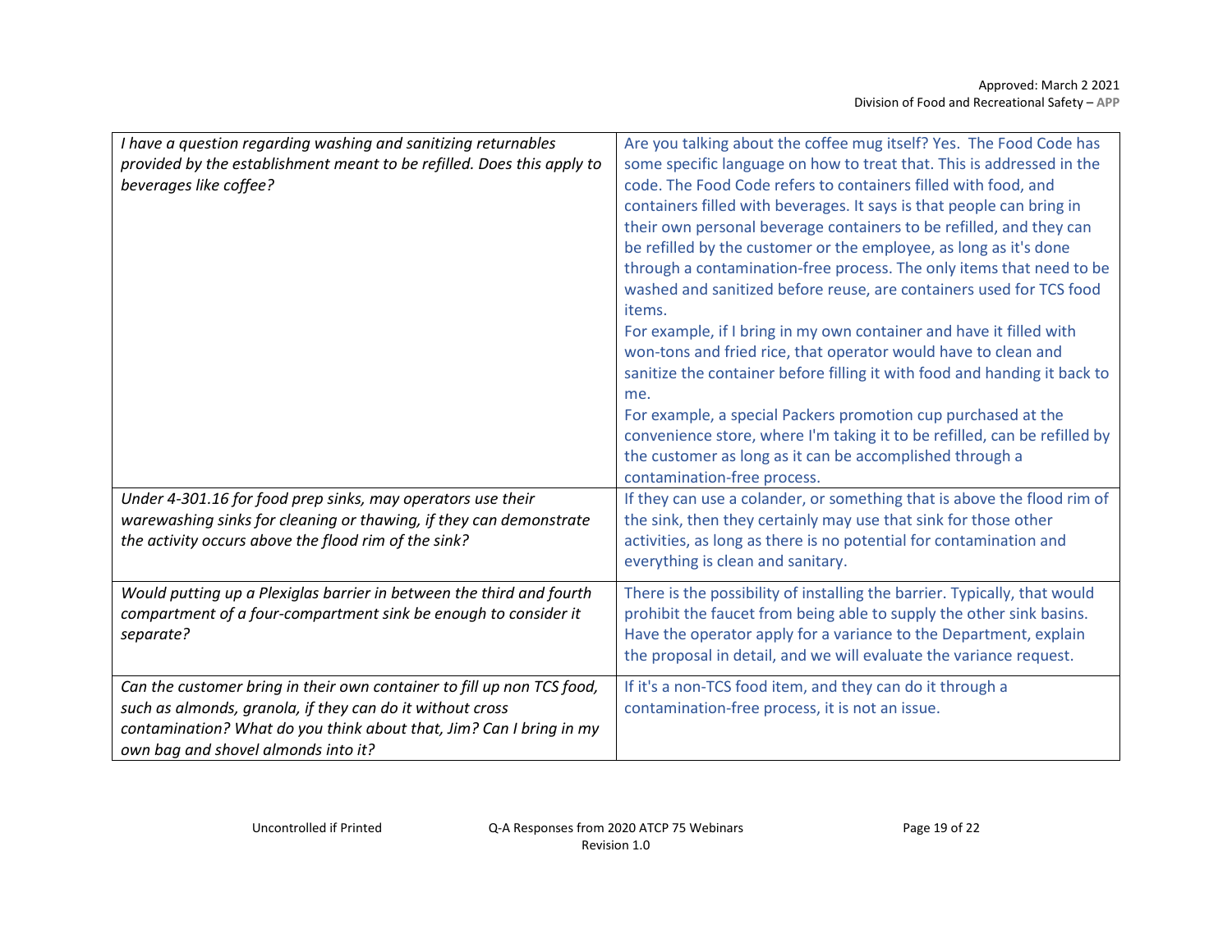| *I have a question regarding washing and sanitizing returnables provided by the establishment meant to be refilled. Does this apply to beverages like coffee?* | Are you talking about the coffee mug itself? Yes. The Food Code has some specific language on how to treat that. This is addressed in the code. The Food Code refers to containers filled with food, and containers filled with beverages. It says is that people can bring in their own personal beverage containers to be refilled, and they can be refilled by the customer or the employee, as long as it's done through a contamination-free process. The only items that need to be washed and sanitized before reuse, are containers used for TCS food items.<br>For example, if I bring in my own container and have it filled with won-tons and fried rice, that operator would have to clean and sanitize the container before filling it with food and handing it back to me.<br>For example, a special Packers promotion cup purchased at the convenience store, where I'm taking it to be refilled, can be refilled by the customer as long as it can be accomplished through a contamination-free process. |
|---|---|
| *Under 4-301.16 for food prep sinks, may operators use their warewashing sinks for cleaning or thawing, if they can demonstrate the activity occurs above the flood rim of the sink?* | If they can use a colander, or something that is above the flood rim of the sink, then they certainly may use that sink for those other activities, as long as there is no potential for contamination and everything is clean and sanitary. |
| *Would putting up a Plexiglas barrier in between the third and fourth compartment of a four-compartment sink be enough to consider it separate?* | There is the possibility of installing the barrier. Typically, that would prohibit the faucet from being able to supply the other sink basins. Have the operator apply for a variance to the Department, explain the proposal in detail, and we will evaluate the variance request. |
| *Can the customer bring in their own container to fill up non TCS food, such as almonds, granola, if they can do it without cross contamination? What do you think about that, Jim? Can I bring in my own bag and shovel almonds into it?* | If it's a non-TCS food item, and they can do it through a contamination-free process, it is not an issue. |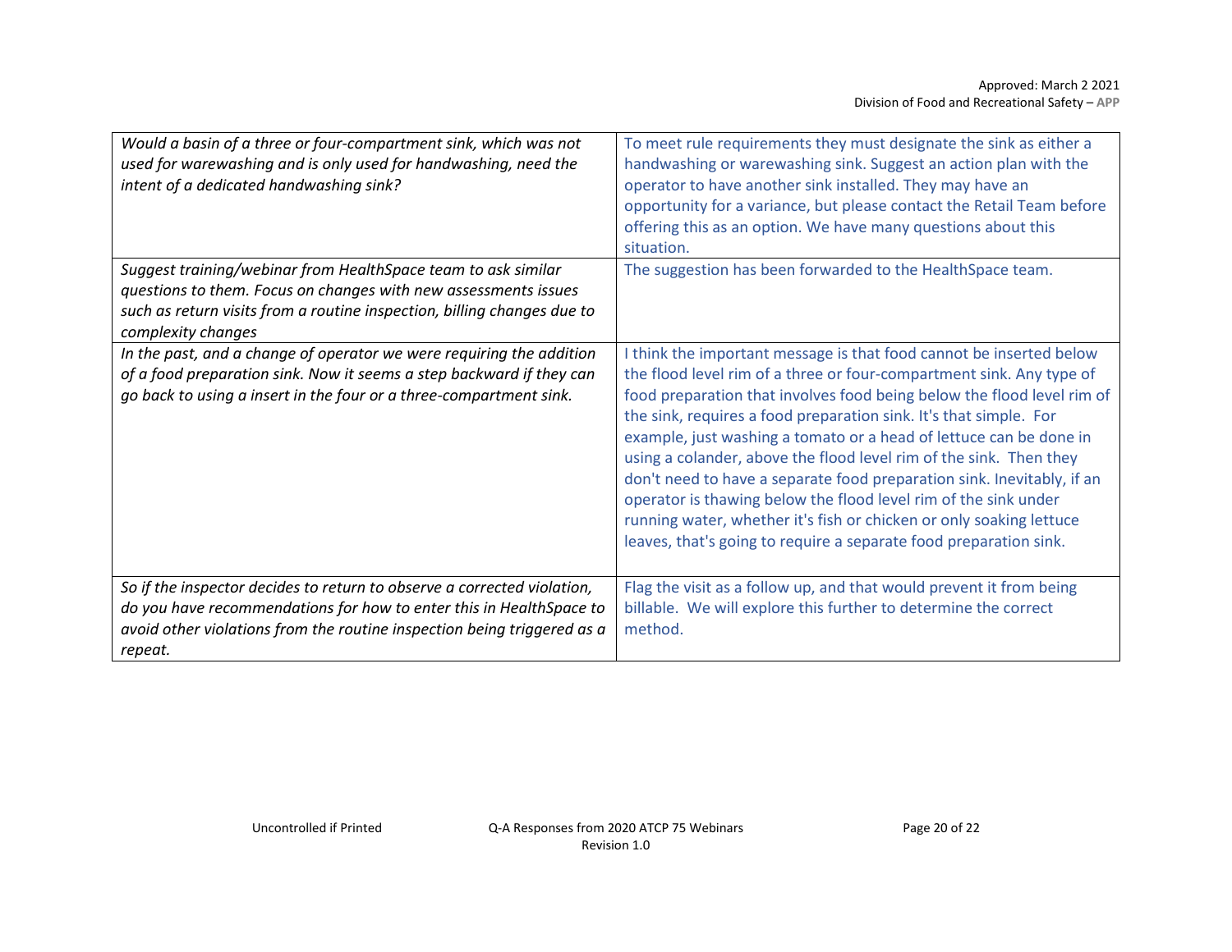| | |
|---|---|
| *Would a basin of a three or four-compartment sink, which was not used for warewashing and is only used for handwashing, need the intent of a dedicated handwashing sink?* | To meet rule requirements they must designate the sink as either a handwashing or warewashing sink. Suggest an action plan with the operator to have another sink installed. They may have an opportunity for a variance, but please contact the Retail Team before offering this as an option. We have many questions about this situation. |
| *Suggest training/webinar from HealthSpace team to ask similar questions to them. Focus on changes with new assessments issues such as return visits from a routine inspection, billing changes due to complexity changes* | The suggestion has been forwarded to the HealthSpace team. |
| *In the past, and a change of operator we were requiring the addition of a food preparation sink. Now it seems a step backward if they can go back to using a insert in the four or a three-compartment sink.* | I think the important message is that food cannot be inserted below the flood level rim of a three or four-compartment sink. Any type of food preparation that involves food being below the flood level rim of the sink, requires a food preparation sink. It's that simple. For example, just washing a tomato or a head of lettuce can be done in using a colander, above the flood level rim of the sink. Then they don't need to have a separate food preparation sink. Inevitably, if an operator is thawing below the flood level rim of the sink under running water, whether it's fish or chicken or only soaking lettuce leaves, that's going to require a separate food preparation sink. |
| *So if the inspector decides to return to observe a corrected violation, do you have recommendations for how to enter this in HealthSpace to avoid other violations from the routine inspection being triggered as a repeat.* | Flag the visit as a follow up, and that would prevent it from being billable. We will explore this further to determine the correct method. |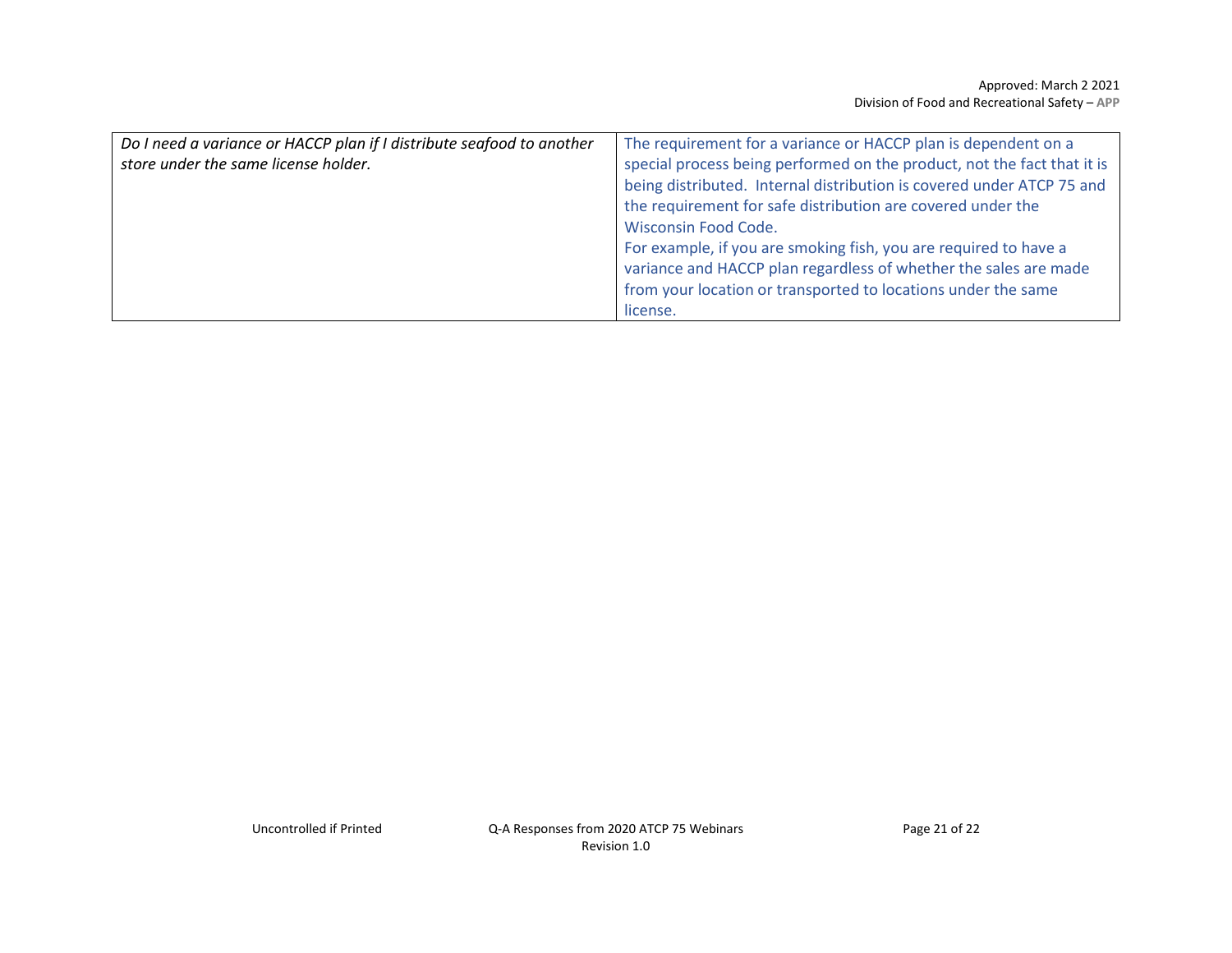| | |
|---|---|
| *Do I need a variance or HACCP plan if I distribute seafood to another store under the same license holder.* | The requirement for a variance or HACCP plan is dependent on a special process being performed on the product, not the fact that it is being distributed. Internal distribution is covered under ATCP 75 and the requirement for safe distribution are covered under the Wisconsin Food Code.<br>For example, if you are smoking fish, you are required to have a variance and HACCP plan regardless of whether the sales are made from your location or transported to locations under the same license. |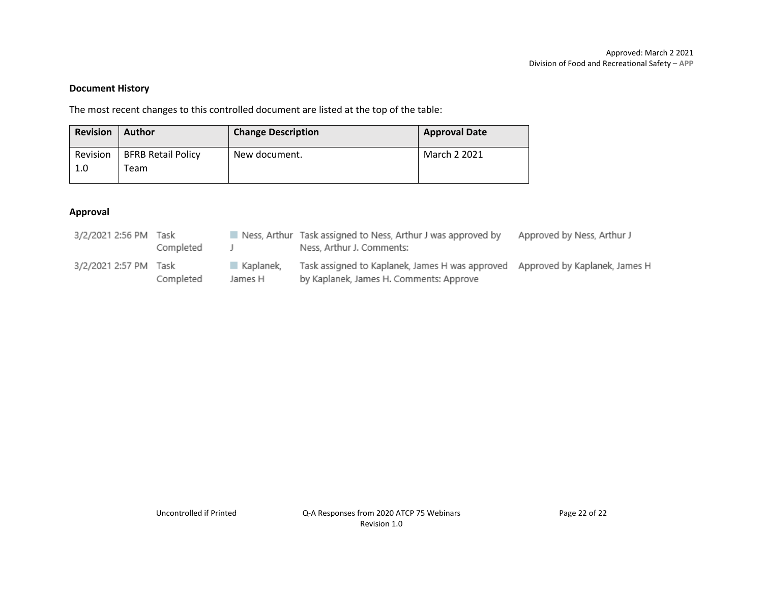**Document History**

The most recent changes to this controlled document are listed at the top of the table:

| Revision | Author | Change Description | Approval Date |
|---|---|---|---|
| Revision 1.0 | BFRB Retail Policy Team | New document. | March 2 2021 |

**Approval**

| | | | | |
|---|---|---|---|---|
| 3/2/2021 2:56 PM | Task Completed | Ness, Arthur J | Task assigned to Ness, Arthur J was approved by Ness, Arthur J. Comments: | Approved by Ness, Arthur J |
| 3/2/2021 2:57 PM | Task Completed | Kaplanek, James H | Task assigned to Kaplanek, James H was approved by Kaplanek, James H. Comments: Approve | Approved by Kaplanek, James H |